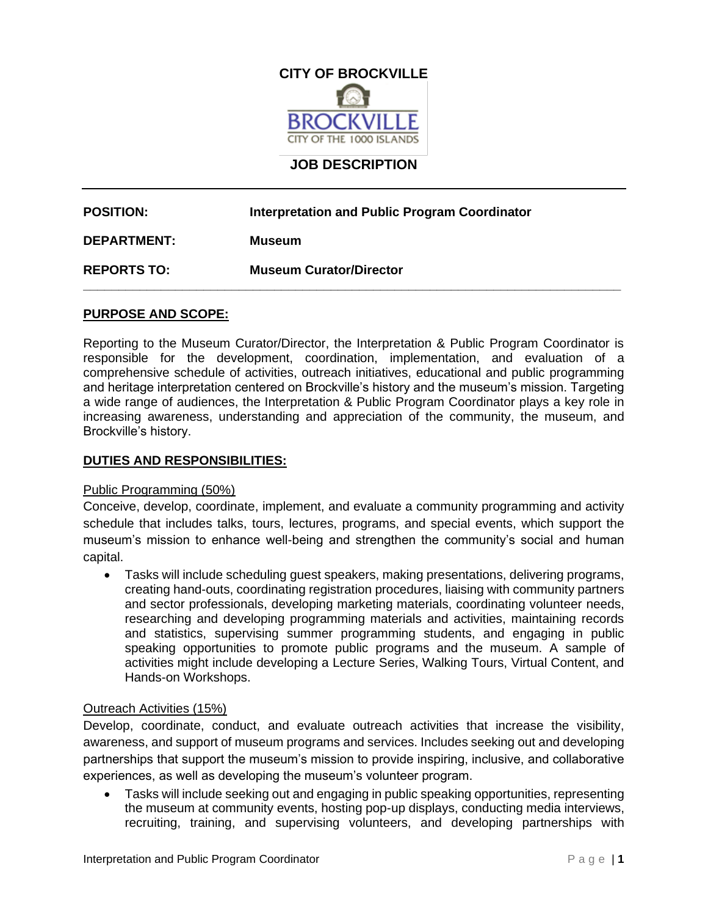# CITY OF BROCKVILLE

## JOB DESCRIPTION

| | |
|---|---|
| **POSITION:** | **Interpretation and Public Program Coordinator** |
| **DEPARTMENT:** | **Museum** |
| **REPORTS TO:** | **Museum Curator/Director** |

## PURPOSE AND SCOPE:

Reporting to the Museum Curator/Director, the Interpretation & Public Program Coordinator is responsible for the development, coordination, implementation, and evaluation of a comprehensive schedule of activities, outreach initiatives, educational and public programming and heritage interpretation centered on Brockville's history and the museum's mission. Targeting a wide range of audiences, the Interpretation & Public Program Coordinator plays a key role in increasing awareness, understanding and appreciation of the community, the museum, and Brockville's history.

## DUTIES AND RESPONSIBILITIES:

### Public Programming (50%)

Conceive, develop, coordinate, implement, and evaluate a community programming and activity schedule that includes talks, tours, lectures, programs, and special events, which support the museum's mission to enhance well-being and strengthen the community's social and human capital.

- Tasks will include scheduling guest speakers, making presentations, delivering programs, creating hand-outs, coordinating registration procedures, liaising with community partners and sector professionals, developing marketing materials, coordinating volunteer needs, researching and developing programming materials and activities, maintaining records and statistics, supervising summer programming students, and engaging in public speaking opportunities to promote public programs and the museum. A sample of activities might include developing a Lecture Series, Walking Tours, Virtual Content, and Hands-on Workshops.

### Outreach Activities (15%)

Develop, coordinate, conduct, and evaluate outreach activities that increase the visibility, awareness, and support of museum programs and services. Includes seeking out and developing partnerships that support the museum's mission to provide inspiring, inclusive, and collaborative experiences, as well as developing the museum's volunteer program.

- Tasks will include seeking out and engaging in public speaking opportunities, representing the museum at community events, hosting pop-up displays, conducting media interviews, recruiting, training, and supervising volunteers, and developing partnerships with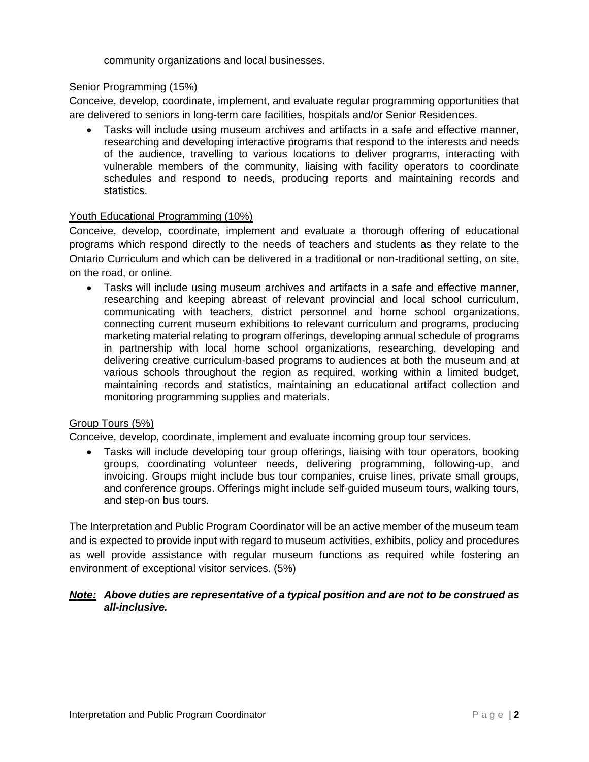community organizations and local businesses.

Senior Programming (15%)

Conceive, develop, coordinate, implement, and evaluate regular programming opportunities that are delivered to seniors in long-term care facilities, hospitals and/or Senior Residences.

- Tasks will include using museum archives and artifacts in a safe and effective manner, researching and developing interactive programs that respond to the interests and needs of the audience, travelling to various locations to deliver programs, interacting with vulnerable members of the community, liaising with facility operators to coordinate schedules and respond to needs, producing reports and maintaining records and statistics.

Youth Educational Programming (10%)

Conceive, develop, coordinate, implement and evaluate a thorough offering of educational programs which respond directly to the needs of teachers and students as they relate to the Ontario Curriculum and which can be delivered in a traditional or non-traditional setting, on site, on the road, or online.

- Tasks will include using museum archives and artifacts in a safe and effective manner, researching and keeping abreast of relevant provincial and local school curriculum, communicating with teachers, district personnel and home school organizations, connecting current museum exhibitions to relevant curriculum and programs, producing marketing material relating to program offerings, developing annual schedule of programs in partnership with local home school organizations, researching, developing and delivering creative curriculum-based programs to audiences at both the museum and at various schools throughout the region as required, working within a limited budget, maintaining records and statistics, maintaining an educational artifact collection and monitoring programming supplies and materials.

Group Tours (5%)

Conceive, develop, coordinate, implement and evaluate incoming group tour services.

- Tasks will include developing tour group offerings, liaising with tour operators, booking groups, coordinating volunteer needs, delivering programming, following-up, and invoicing. Groups might include bus tour companies, cruise lines, private small groups, and conference groups. Offerings might include self-guided museum tours, walking tours, and step-on bus tours.

The Interpretation and Public Program Coordinator will be an active member of the museum team and is expected to provide input with regard to museum activities, exhibits, policy and procedures as well provide assistance with regular museum functions as required while fostering an environment of exceptional visitor services. (5%)

***Note:*** ***Above duties are representative of a typical position and are not to be construed as all-inclusive.***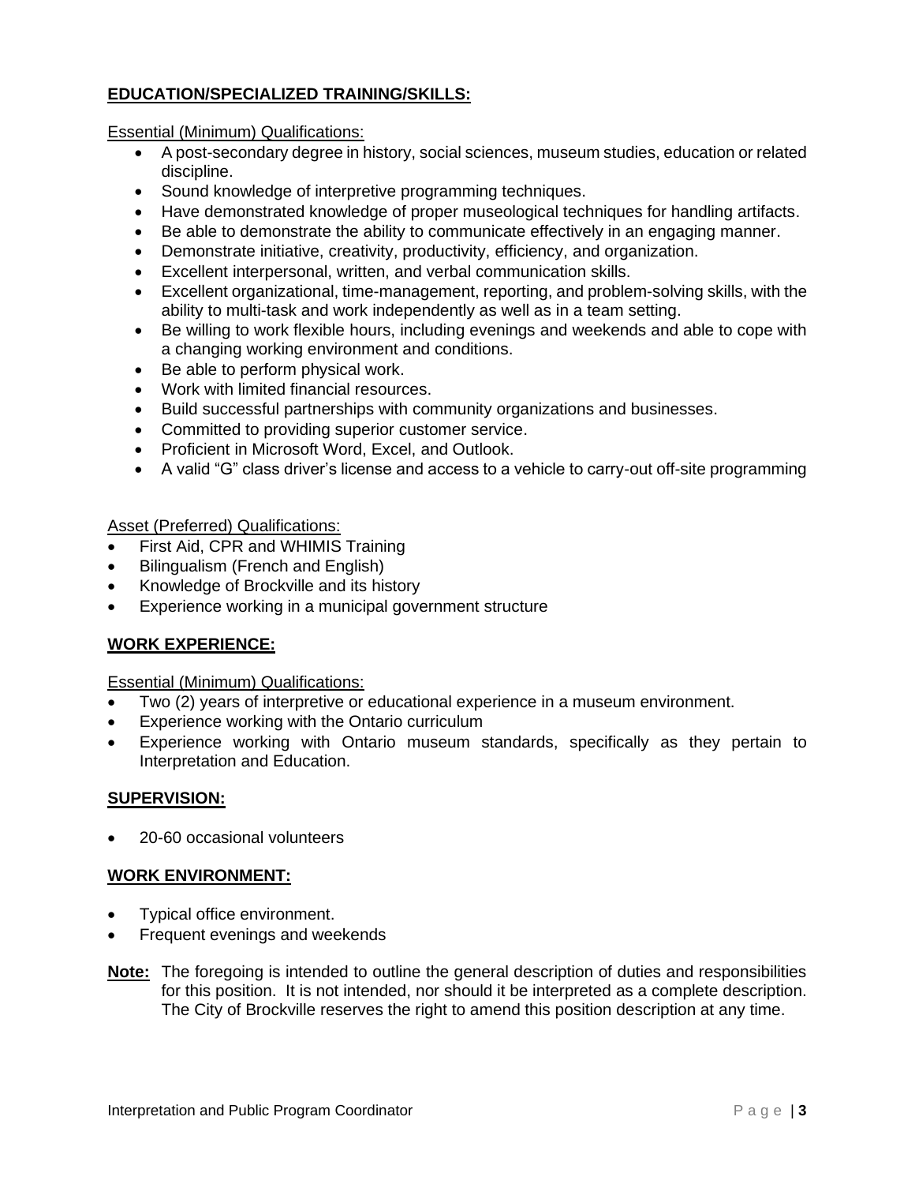## EDUCATION/SPECIALIZED TRAINING/SKILLS:

Essential (Minimum) Qualifications:

- A post-secondary degree in history, social sciences, museum studies, education or related discipline.
- Sound knowledge of interpretive programming techniques.
- Have demonstrated knowledge of proper museological techniques for handling artifacts.
- Be able to demonstrate the ability to communicate effectively in an engaging manner.
- Demonstrate initiative, creativity, productivity, efficiency, and organization.
- Excellent interpersonal, written, and verbal communication skills.
- Excellent organizational, time-management, reporting, and problem-solving skills, with the ability to multi-task and work independently as well as in a team setting.
- Be willing to work flexible hours, including evenings and weekends and able to cope with a changing working environment and conditions.
- Be able to perform physical work.
- Work with limited financial resources.
- Build successful partnerships with community organizations and businesses.
- Committed to providing superior customer service.
- Proficient in Microsoft Word, Excel, and Outlook.
- A valid "G" class driver's license and access to a vehicle to carry-out off-site programming

Asset (Preferred) Qualifications:

- First Aid, CPR and WHIMIS Training
- Bilingualism (French and English)
- Knowledge of Brockville and its history
- Experience working in a municipal government structure

## WORK EXPERIENCE:

Essential (Minimum) Qualifications:

- Two (2) years of interpretive or educational experience in a museum environment.
- Experience working with the Ontario curriculum
- Experience working with Ontario museum standards, specifically as they pertain to Interpretation and Education.

## SUPERVISION:

- 20-60 occasional volunteers

## WORK ENVIRONMENT:

- Typical office environment.
- Frequent evenings and weekends

**Note:** The foregoing is intended to outline the general description of duties and responsibilities for this position. It is not intended, nor should it be interpreted as a complete description. The City of Brockville reserves the right to amend this position description at any time.